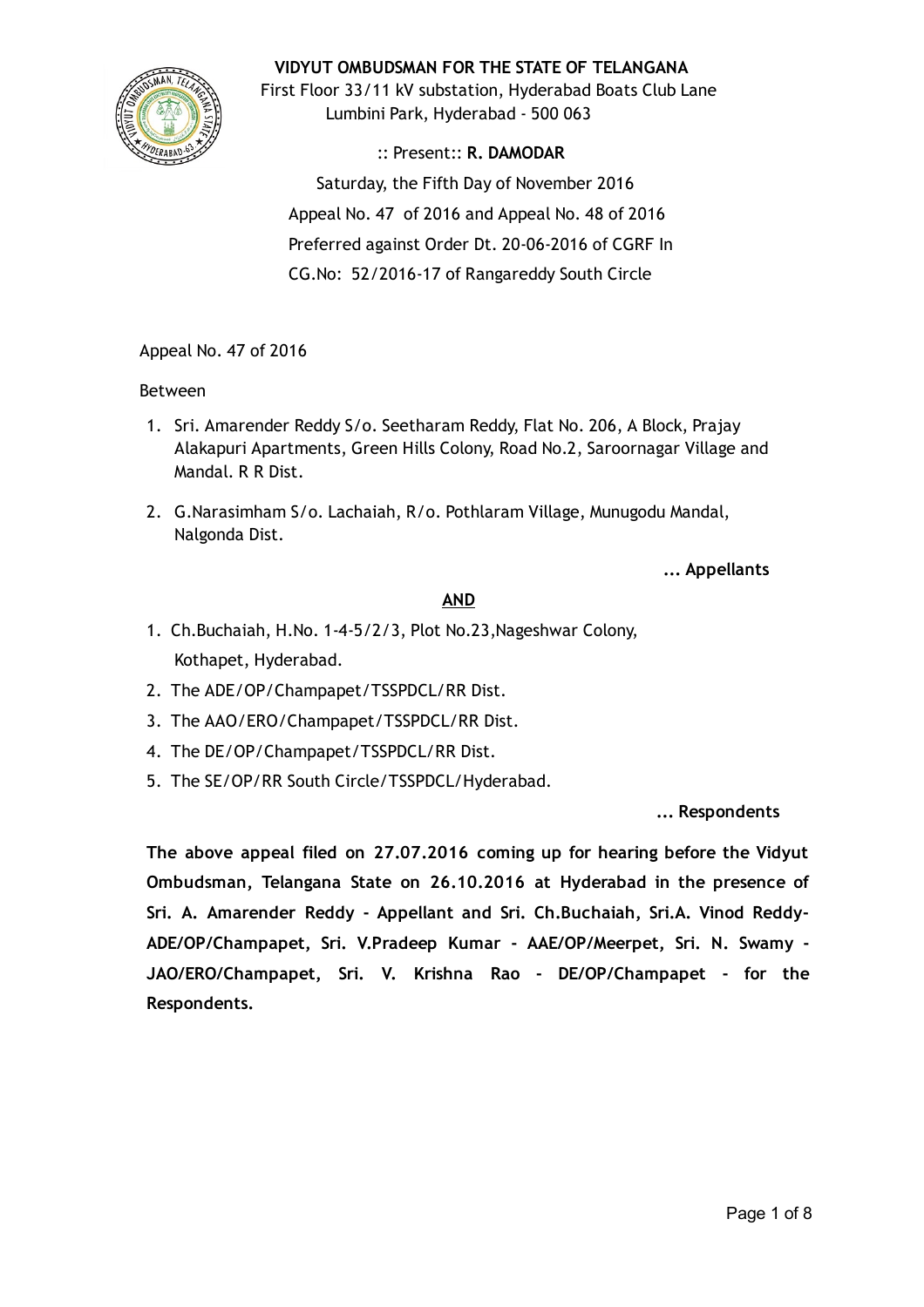**VIDYUT OMBUDSMAN FOR THE STATE OF TELANGANA**

First Floor 33/11 kV substation, Hyderabad Boats Club Lane
Lumbini Park, Hyderabad - 500 063

:: Present:: **R. DAMODAR**

Saturday, the Fifth Day of November 2016

Appeal No. 47 of 2016 and Appeal No. 48 of 2016

Preferred against Order Dt. 20-06-2016 of CGRF In

CG.No: 52/2016-17 of Rangareddy South Circle

Appeal No. 47 of 2016

Between

1. Sri. Amarender Reddy S/o. Seetharam Reddy, Flat No. 206, A Block, Prajay Alakapuri Apartments, Green Hills Colony, Road No.2, Saroornagar Village and Mandal. R R Dist.
2. G.Narasimham S/o. Lachaiah, R/o. Pothlaram Village, Munugodu Mandal, Nalgonda Dist.

**... Appellants**

**AND**

1. Ch.Buchaiah, H.No. 1-4-5/2/3, Plot No.23,Nageshwar Colony, Kothapet, Hyderabad.
2. The ADE/OP/Champapet/TSSPDCL/RR Dist.
3. The AAO/ERO/Champapet/TSSPDCL/RR Dist.
4. The DE/OP/Champapet/TSSPDCL/RR Dist.
5. The SE/OP/RR South Circle/TSSPDCL/Hyderabad.

**... Respondents**

**The above appeal filed on 27.07.2016 coming up for hearing before the Vidyut Ombudsman, Telangana State on 26.10.2016 at Hyderabad in the presence of Sri. A. Amarender Reddy - Appellant and Sri. Ch.Buchaiah, Sri.A. Vinod Reddy- ADE/OP/Champapet, Sri. V.Pradeep Kumar - AAE/OP/Meerpet, Sri. N. Swamy - JAO/ERO/Champapet, Sri. V. Krishna Rao - DE/OP/Champapet - for the Respondents.**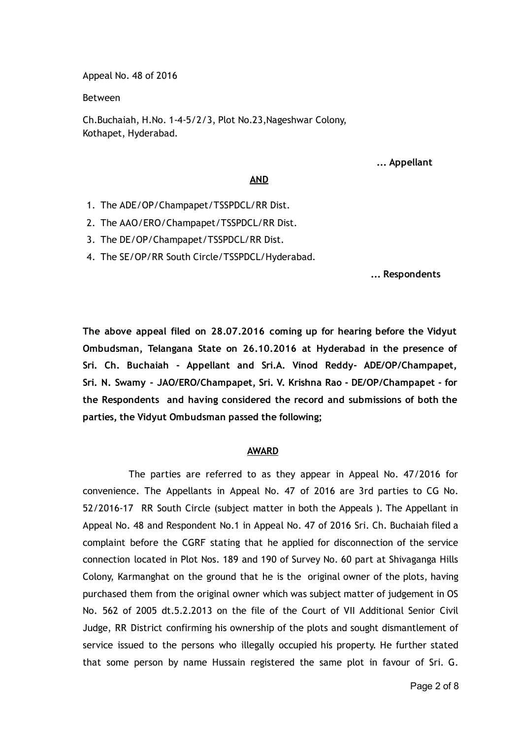Appeal No. 48 of 2016

Between

Ch.Buchaiah, H.No. 1-4-5/2/3, Plot No.23,Nageshwar Colony, Kothapet, Hyderabad.

**... Appellant**

**AND**

1. The ADE/OP/Champapet/TSSPDCL/RR Dist.
2. The AAO/ERO/Champapet/TSSPDCL/RR Dist.
3. The DE/OP/Champapet/TSSPDCL/RR Dist.
4. The SE/OP/RR South Circle/TSSPDCL/Hyderabad.

**... Respondents**

**The above appeal filed on 28.07.2016 coming up for hearing before the Vidyut Ombudsman, Telangana State on 26.10.2016 at Hyderabad in the presence of Sri. Ch. Buchaiah - Appellant and Sri.A. Vinod Reddy- ADE/OP/Champapet, Sri. N. Swamy - JAO/ERO/Champapet, Sri. V. Krishna Rao - DE/OP/Champapet - for the Respondents and having considered the record and submissions of both the parties, the Vidyut Ombudsman passed the following;**

**AWARD**

The parties are referred to as they appear in Appeal No. 47/2016 for convenience. The Appellants in Appeal No. 47 of 2016 are 3rd parties to CG No. 52/2016-17 RR South Circle (subject matter in both the Appeals ). The Appellant in Appeal No. 48 and Respondent No.1 in Appeal No. 47 of 2016 Sri. Ch. Buchaiah filed a complaint before the CGRF stating that he applied for disconnection of the service connection located in Plot Nos. 189 and 190 of Survey No. 60 part at Shivaganga Hills Colony, Karmanghat on the ground that he is the original owner of the plots, having purchased them from the original owner which was subject matter of judgement in OS No. 562 of 2005 dt.5.2.2013 on the file of the Court of VII Additional Senior Civil Judge, RR District confirming his ownership of the plots and sought dismantlement of service issued to the persons who illegally occupied his property. He further stated that some person by name Hussain registered the same plot in favour of Sri. G.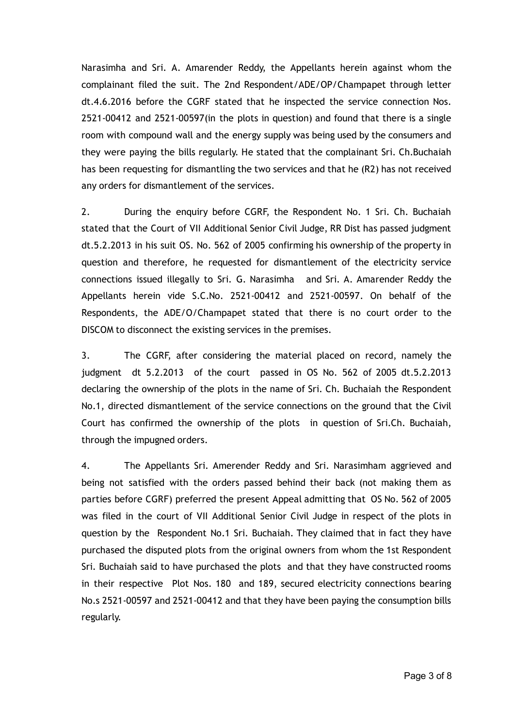Narasimha and Sri. A. Amarender Reddy, the Appellants herein against whom the complainant filed the suit. The 2nd Respondent/ADE/OP/Champapet through letter dt.4.6.2016 before the CGRF stated that he inspected the service connection Nos. 2521-00412 and 2521-00597(in the plots in question) and found that there is a single room with compound wall and the energy supply was being used by the consumers and they were paying the bills regularly. He stated that the complainant Sri. Ch.Buchaiah has been requesting for dismantling the two services and that he (R2) has not received any orders for dismantlement of the services.

2. During the enquiry before CGRF, the Respondent No. 1 Sri. Ch. Buchaiah stated that the Court of VII Additional Senior Civil Judge, RR Dist has passed judgment dt.5.2.2013 in his suit OS. No. 562 of 2005 confirming his ownership of the property in question and therefore, he requested for dismantlement of the electricity service connections issued illegally to Sri. G. Narasimha and Sri. A. Amarender Reddy the Appellants herein vide S.C.No. 2521-00412 and 2521-00597. On behalf of the Respondents, the ADE/O/Champapet stated that there is no court order to the DISCOM to disconnect the existing services in the premises.

3. The CGRF, after considering the material placed on record, namely the judgment dt 5.2.2013 of the court passed in OS No. 562 of 2005 dt.5.2.2013 declaring the ownership of the plots in the name of Sri. Ch. Buchaiah the Respondent No.1, directed dismantlement of the service connections on the ground that the Civil Court has confirmed the ownership of the plots in question of Sri.Ch. Buchaiah, through the impugned orders.

4. The Appellants Sri. Amerender Reddy and Sri. Narasimham aggrieved and being not satisfied with the orders passed behind their back (not making them as parties before CGRF) preferred the present Appeal admitting that OS No. 562 of 2005 was filed in the court of VII Additional Senior Civil Judge in respect of the plots in question by the Respondent No.1 Sri. Buchaiah. They claimed that in fact they have purchased the disputed plots from the original owners from whom the 1st Respondent Sri. Buchaiah said to have purchased the plots and that they have constructed rooms in their respective Plot Nos. 180 and 189, secured electricity connections bearing No.s 2521-00597 and 2521-00412 and that they have been paying the consumption bills regularly.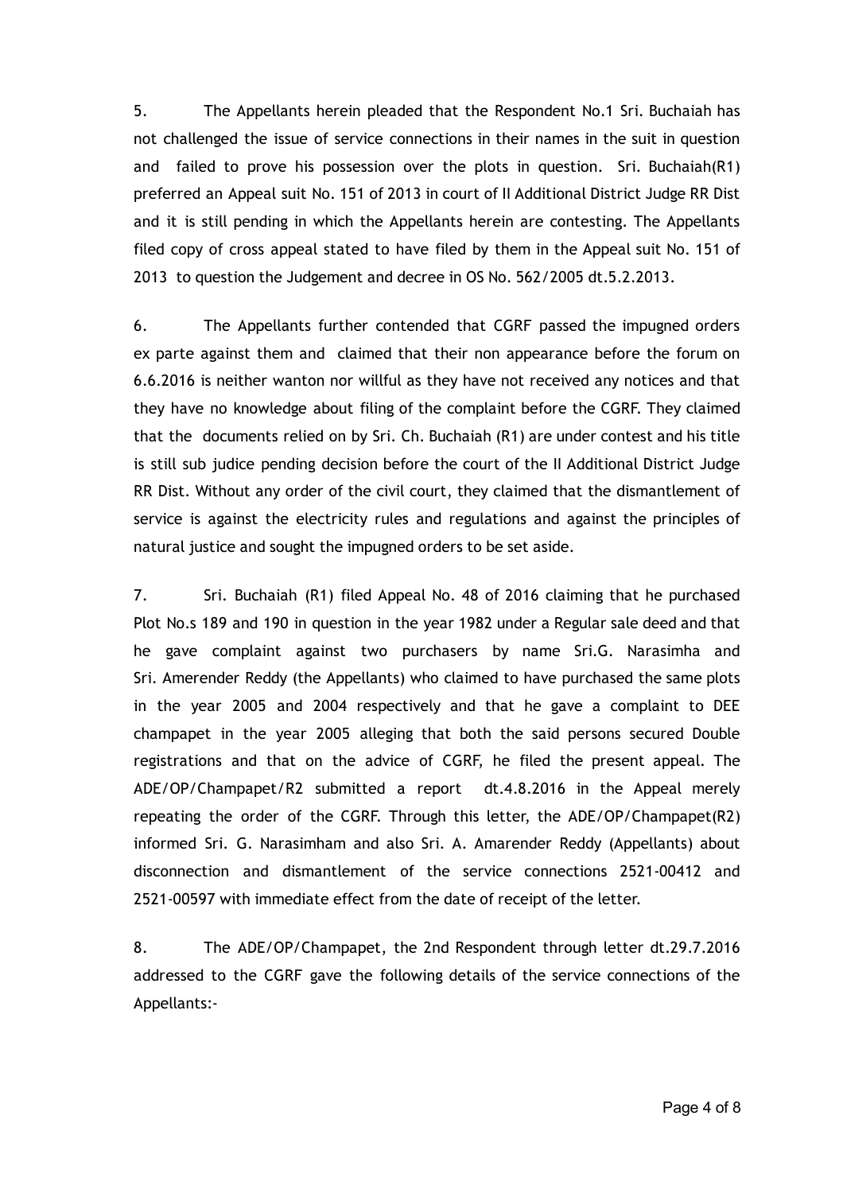5. The Appellants herein pleaded that the Respondent No.1 Sri. Buchaiah has not challenged the issue of service connections in their names in the suit in question and failed to prove his possession over the plots in question. Sri. Buchaiah(R1) preferred an Appeal suit No. 151 of 2013 in court of II Additional District Judge RR Dist and it is still pending in which the Appellants herein are contesting. The Appellants filed copy of cross appeal stated to have filed by them in the Appeal suit No. 151 of 2013 to question the Judgement and decree in OS No. 562/2005 dt.5.2.2013.

6. The Appellants further contended that CGRF passed the impugned orders ex parte against them and claimed that their non appearance before the forum on 6.6.2016 is neither wanton nor willful as they have not received any notices and that they have no knowledge about filing of the complaint before the CGRF. They claimed that the documents relied on by Sri. Ch. Buchaiah (R1) are under contest and his title is still sub judice pending decision before the court of the II Additional District Judge RR Dist. Without any order of the civil court, they claimed that the dismantlement of service is against the electricity rules and regulations and against the principles of natural justice and sought the impugned orders to be set aside.

7. Sri. Buchaiah (R1) filed Appeal No. 48 of 2016 claiming that he purchased Plot No.s 189 and 190 in question in the year 1982 under a Regular sale deed and that he gave complaint against two purchasers by name Sri.G. Narasimha and Sri. Amerender Reddy (the Appellants) who claimed to have purchased the same plots in the year 2005 and 2004 respectively and that he gave a complaint to DEE champapet in the year 2005 alleging that both the said persons secured Double registrations and that on the advice of CGRF, he filed the present appeal. The ADE/OP/Champapet/R2 submitted a report dt.4.8.2016 in the Appeal merely repeating the order of the CGRF. Through this letter, the ADE/OP/Champapet(R2) informed Sri. G. Narasimham and also Sri. A. Amarender Reddy (Appellants) about disconnection and dismantlement of the service connections 2521-00412 and 2521-00597 with immediate effect from the date of receipt of the letter.

8. The ADE/OP/Champapet, the 2nd Respondent through letter dt.29.7.2016 addressed to the CGRF gave the following details of the service connections of the Appellants:-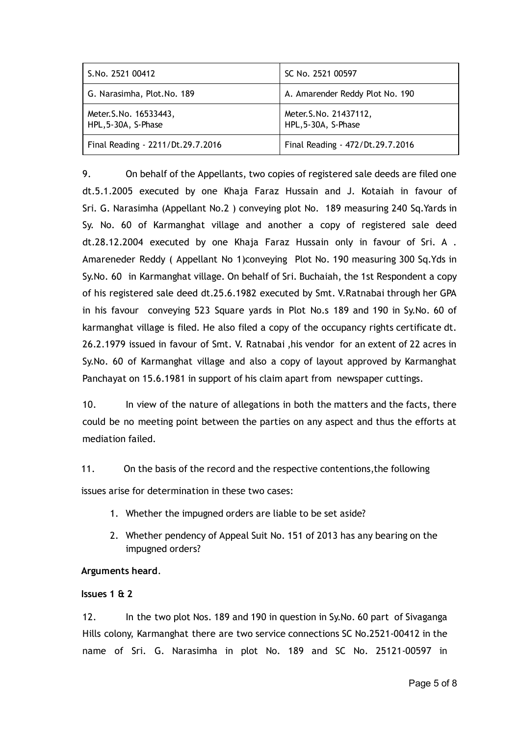| S.No. 2521 00412 | SC No. 2521 00597 |
|---|---|
| G. Narasimha, Plot.No. 189 | A. Amarender Reddy Plot No. 190 |
| Meter.S.No. 16533443, HPL,5-30A, S-Phase | Meter.S.No. 21437112, HPL,5-30A, S-Phase |
| Final Reading - 2211/Dt.29.7.2016 | Final Reading - 472/Dt.29.7.2016 |

9. On behalf of the Appellants, two copies of registered sale deeds are filed one dt.5.1.2005 executed by one Khaja Faraz Hussain and J. Kotaiah in favour of Sri. G. Narasimha (Appellant No.2 ) conveying plot No. 189 measuring 240 Sq.Yards in Sy. No. 60 of Karmanghat village and another a copy of registered sale deed dt.28.12.2004 executed by one Khaja Faraz Hussain only in favour of Sri. A . Amareneder Reddy ( Appellant No 1)conveying Plot No. 190 measuring 300 Sq.Yds in Sy.No. 60 in Karmanghat village. On behalf of Sri. Buchaiah, the 1st Respondent a copy of his registered sale deed dt.25.6.1982 executed by Smt. V.Ratnabai through her GPA in his favour conveying 523 Square yards in Plot No.s 189 and 190 in Sy.No. 60 of karmanghat village is filed. He also filed a copy of the occupancy rights certificate dt. 26.2.1979 issued in favour of Smt. V. Ratnabai ,his vendor for an extent of 22 acres in Sy.No. 60 of Karmanghat village and also a copy of layout approved by Karmanghat Panchayat on 15.6.1981 in support of his claim apart from newspaper cuttings.

10. In view of the nature of allegations in both the matters and the facts, there could be no meeting point between the parties on any aspect and thus the efforts at mediation failed.

11. On the basis of the record and the respective contentions,the following issues arise for determination in these two cases:

1. Whether the impugned orders are liable to be set aside?
2. Whether pendency of Appeal Suit No. 151 of 2013 has any bearing on the impugned orders?

**Arguments heard**.

**Issues 1 & 2**

12. In the two plot Nos. 189 and 190 in question in Sy.No. 60 part of Sivaganga Hills colony, Karmanghat there are two service connections SC No.2521-00412 in the name of Sri. G. Narasimha in plot No. 189 and SC No. 25121-00597 in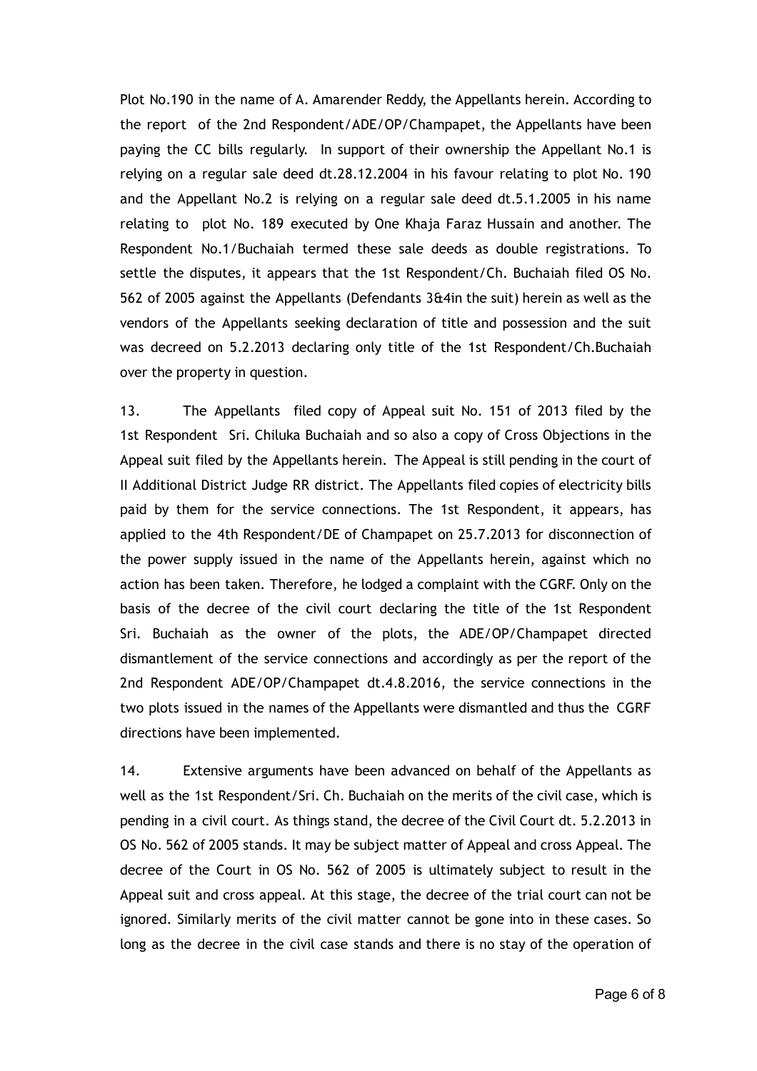Plot No.190 in the name of A. Amarender Reddy, the Appellants herein. According to the report of the 2nd Respondent/ADE/OP/Champapet, the Appellants have been paying the CC bills regularly. In support of their ownership the Appellant No.1 is relying on a regular sale deed dt.28.12.2004 in his favour relating to plot No. 190 and the Appellant No.2 is relying on a regular sale deed dt.5.1.2005 in his name relating to plot No. 189 executed by One Khaja Faraz Hussain and another. The Respondent No.1/Buchaiah termed these sale deeds as double registrations. To settle the disputes, it appears that the 1st Respondent/Ch. Buchaiah filed OS No. 562 of 2005 against the Appellants (Defendants 3&4in the suit) herein as well as the vendors of the Appellants seeking declaration of title and possession and the suit was decreed on 5.2.2013 declaring only title of the 1st Respondent/Ch.Buchaiah over the property in question.

13. The Appellants filed copy of Appeal suit No. 151 of 2013 filed by the 1st Respondent Sri. Chiluka Buchaiah and so also a copy of Cross Objections in the Appeal suit filed by the Appellants herein. The Appeal is still pending in the court of II Additional District Judge RR district. The Appellants filed copies of electricity bills paid by them for the service connections. The 1st Respondent, it appears, has applied to the 4th Respondent/DE of Champapet on 25.7.2013 for disconnection of the power supply issued in the name of the Appellants herein, against which no action has been taken. Therefore, he lodged a complaint with the CGRF. Only on the basis of the decree of the civil court declaring the title of the 1st Respondent Sri. Buchaiah as the owner of the plots, the ADE/OP/Champapet directed dismantlement of the service connections and accordingly as per the report of the 2nd Respondent ADE/OP/Champapet dt.4.8.2016, the service connections in the two plots issued in the names of the Appellants were dismantled and thus the CGRF directions have been implemented.

14. Extensive arguments have been advanced on behalf of the Appellants as well as the 1st Respondent/Sri. Ch. Buchaiah on the merits of the civil case, which is pending in a civil court. As things stand, the decree of the Civil Court dt. 5.2.2013 in OS No. 562 of 2005 stands. It may be subject matter of Appeal and cross Appeal. The decree of the Court in OS No. 562 of 2005 is ultimately subject to result in the Appeal suit and cross appeal. At this stage, the decree of the trial court can not be ignored. Similarly merits of the civil matter cannot be gone into in these cases. So long as the decree in the civil case stands and there is no stay of the operation of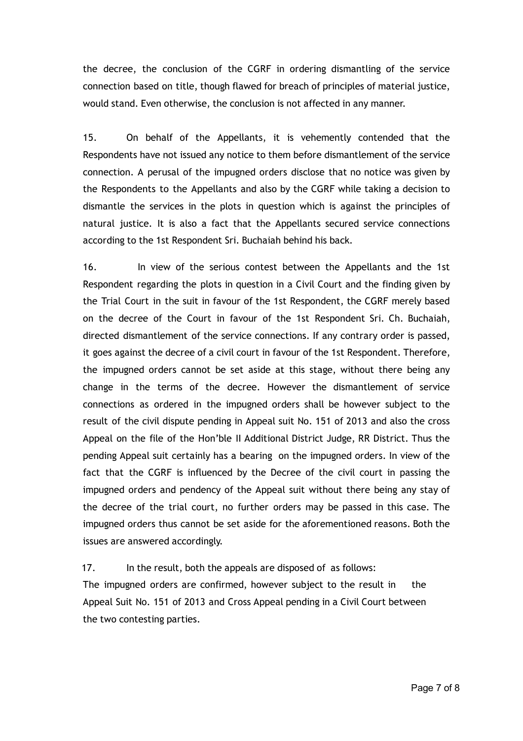the decree, the conclusion of the CGRF in ordering dismantling of the service connection based on title, though flawed for breach of principles of material justice, would stand. Even otherwise, the conclusion is not affected in any manner.

15. On behalf of the Appellants, it is vehemently contended that the Respondents have not issued any notice to them before dismantlement of the service connection. A perusal of the impugned orders disclose that no notice was given by the Respondents to the Appellants and also by the CGRF while taking a decision to dismantle the services in the plots in question which is against the principles of natural justice. It is also a fact that the Appellants secured service connections according to the 1st Respondent Sri. Buchaiah behind his back.

16. In view of the serious contest between the Appellants and the 1st Respondent regarding the plots in question in a Civil Court and the finding given by the Trial Court in the suit in favour of the 1st Respondent, the CGRF merely based on the decree of the Court in favour of the 1st Respondent Sri. Ch. Buchaiah, directed dismantlement of the service connections. If any contrary order is passed, it goes against the decree of a civil court in favour of the 1st Respondent. Therefore, the impugned orders cannot be set aside at this stage, without there being any change in the terms of the decree. However the dismantlement of service connections as ordered in the impugned orders shall be however subject to the result of the civil dispute pending in Appeal suit No. 151 of 2013 and also the cross Appeal on the file of the Hon'ble II Additional District Judge, RR District. Thus the pending Appeal suit certainly has a bearing on the impugned orders. In view of the fact that the CGRF is influenced by the Decree of the civil court in passing the impugned orders and pendency of the Appeal suit without there being any stay of the decree of the trial court, no further orders may be passed in this case. The impugned orders thus cannot be set aside for the aforementioned reasons. Both the issues are answered accordingly.

17. In the result, both the appeals are disposed of as follows:

The impugned orders are confirmed, however subject to the result in the Appeal Suit No. 151 of 2013 and Cross Appeal pending in a Civil Court between the two contesting parties.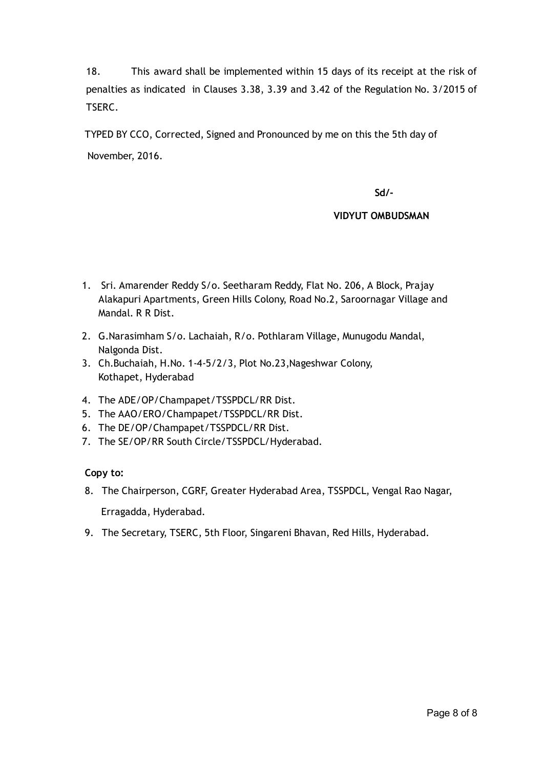18. This award shall be implemented within 15 days of its receipt at the risk of penalties as indicated in Clauses 3.38, 3.39 and 3.42 of the Regulation No. 3/2015 of TSERC.

TYPED BY CCO, Corrected, Signed and Pronounced by me on this the 5th day of November, 2016.

**Sd/-**

**VIDYUT OMBUDSMAN**

1. Sri. Amarender Reddy S/o. Seetharam Reddy, Flat No. 206, A Block, Prajay Alakapuri Apartments, Green Hills Colony, Road No.2, Saroornagar Village and Mandal. R R Dist.
2. G.Narasimham S/o. Lachaiah, R/o. Pothlaram Village, Munugodu Mandal, Nalgonda Dist.
3. Ch.Buchaiah, H.No. 1-4-5/2/3, Plot No.23,Nageshwar Colony, Kothapet, Hyderabad
4. The ADE/OP/Champapet/TSSPDCL/RR Dist.
5. The AAO/ERO/Champapet/TSSPDCL/RR Dist.
6. The DE/OP/Champapet/TSSPDCL/RR Dist.
7. The SE/OP/RR South Circle/TSSPDCL/Hyderabad.

**Copy to:**

8. The Chairperson, CGRF, Greater Hyderabad Area, TSSPDCL, Vengal Rao Nagar, Erragadda, Hyderabad.
9. The Secretary, TSERC, 5th Floor, Singareni Bhavan, Red Hills, Hyderabad.